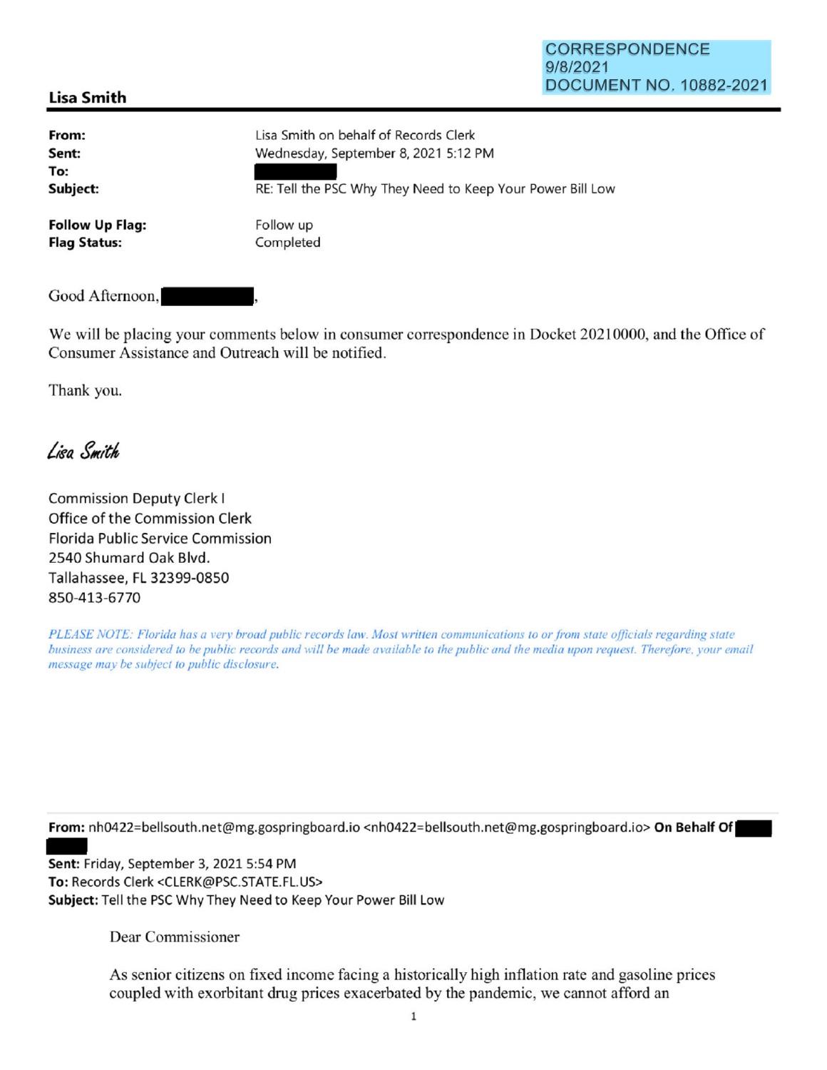CORRESPONDENCE
9/8/2021
DOCUMENT NO. 10882-2021

**Lisa Smith**

| | |
|---|---|
| **From:** | Lisa Smith on behalf of Records Clerk |
| **Sent:** | Wednesday, September 8, 2021 5:12 PM |
| **To:** | |
| **Subject:** | RE: Tell the PSC Why They Need to Keep Your Power Bill Low |
| **Follow Up Flag:** | Follow up |
| **Flag Status:** | Completed |

Good Afternoon, ,

We will be placing your comments below in consumer correspondence in Docket 20210000, and the Office of Consumer Assistance and Outreach will be notified.

Thank you.

*Lisa Smith*

Commission Deputy Clerk I
Office of the Commission Clerk
Florida Public Service Commission
2540 Shumard Oak Blvd.
Tallahassee, FL 32399-0850
850-413-6770

*PLEASE NOTE: Florida has a very broad public records law. Most written communications to or from state officials regarding state business are considered to be public records and will be made available to the public and the media upon request. Therefore, your email message may be subject to public disclosure.*

---

**From:** nh0422=bellsouth.net@mg.gospringboard.io <nh0422=bellsouth.net@mg.gospringboard.io> **On Behalf Of**
**Sent:** Friday, September 3, 2021 5:54 PM
**To:** Records Clerk <CLERK@PSC.STATE.FL.US>
**Subject:** Tell the PSC Why They Need to Keep Your Power Bill Low

Dear Commissioner

As senior citizens on fixed income facing a historically high inflation rate and gasoline prices coupled with exorbitant drug prices exacerbated by the pandemic, we cannot afford an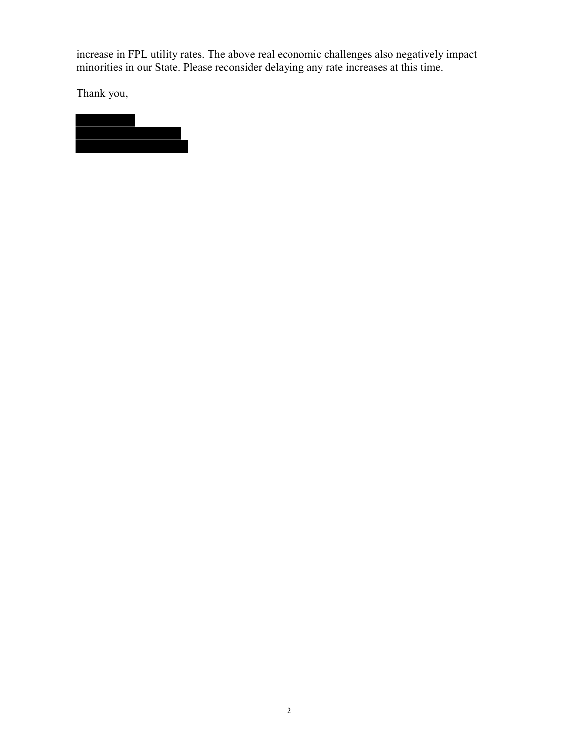increase in FPL utility rates. The above real economic challenges also negatively impact minorities in our State. Please reconsider delaying any rate increases at this time.

Thank you,